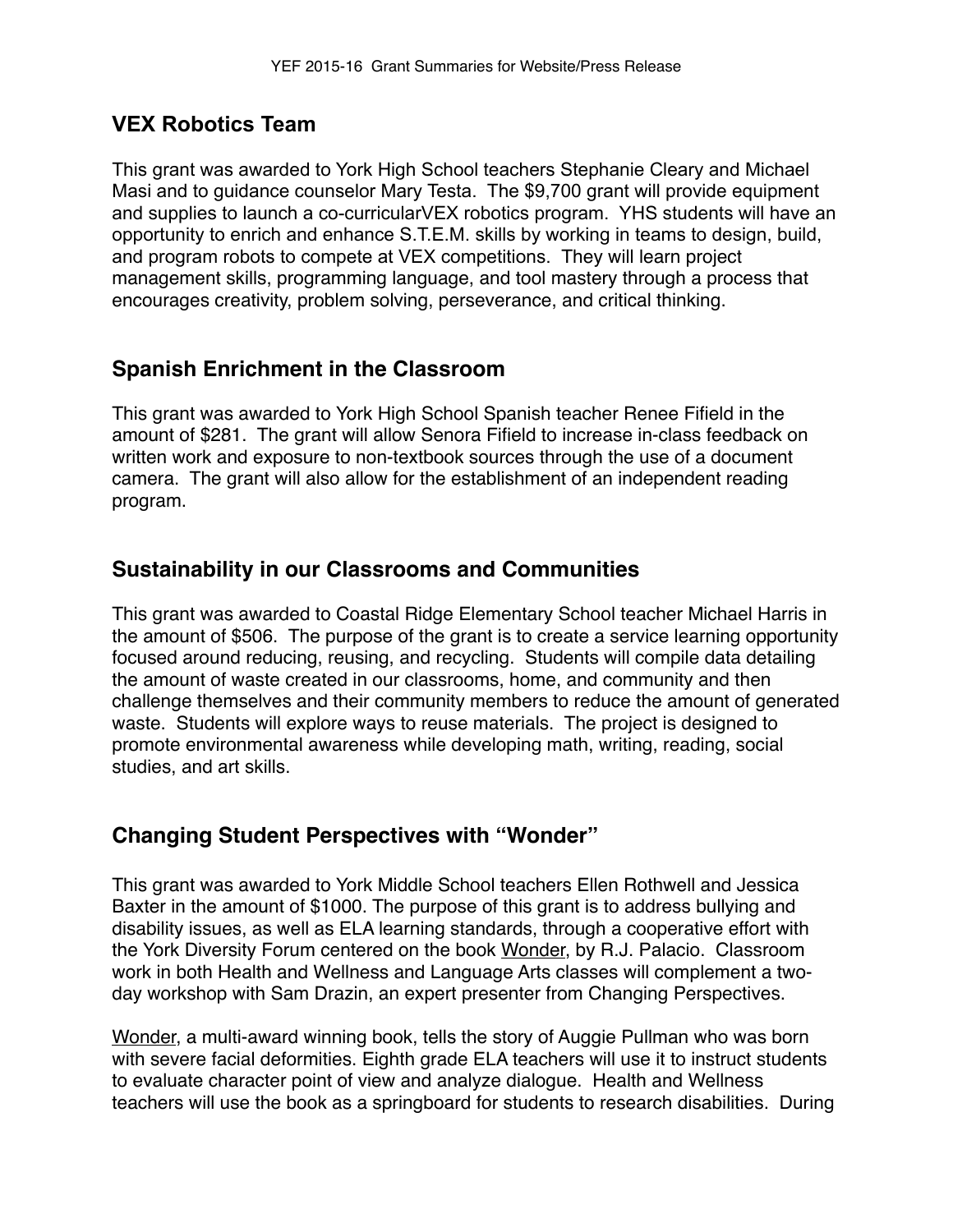## VEX Robotics Team

This grant was awarded to York High School teachers Stephanie Cleary and Michael Masi and to guidance counselor Mary Testa. The $9,700 grant will provide equipment and supplies to launch a co-curricularVEX robotics program. YHS students will have an opportunity to enrich and enhance S.T.E.M. skills by working in teams to design, build, and program robots to compete at VEX competitions. They will learn project management skills, programming language, and tool mastery through a process that encourages creativity, problem solving, perseverance, and critical thinking.

## Spanish Enrichment in the Classroom

This grant was awarded to York High School Spanish teacher Renee Fifield in the amount of $281. The grant will allow Senora Fifield to increase in-class feedback on written work and exposure to non-textbook sources through the use of a document camera. The grant will also allow for the establishment of an independent reading program.

## Sustainability in our Classrooms and Communities

This grant was awarded to Coastal Ridge Elementary School teacher Michael Harris in the amount of $506. The purpose of the grant is to create a service learning opportunity focused around reducing, reusing, and recycling. Students will compile data detailing the amount of waste created in our classrooms, home, and community and then challenge themselves and their community members to reduce the amount of generated waste. Students will explore ways to reuse materials. The project is designed to promote environmental awareness while developing math, writing, reading, social studies, and art skills.

## Changing Student Perspectives with "Wonder"

This grant was awarded to York Middle School teachers Ellen Rothwell and Jessica Baxter in the amount of $1000. The purpose of this grant is to address bullying and disability issues, as well as ELA learning standards, through a cooperative effort with the York Diversity Forum centered on the book Wonder, by R.J. Palacio. Classroom work in both Health and Wellness and Language Arts classes will complement a two-day workshop with Sam Drazin, an expert presenter from Changing Perspectives.

Wonder, a multi-award winning book, tells the story of Auggie Pullman who was born with severe facial deformities. Eighth grade ELA teachers will use it to instruct students to evaluate character point of view and analyze dialogue. Health and Wellness teachers will use the book as a springboard for students to research disabilities. During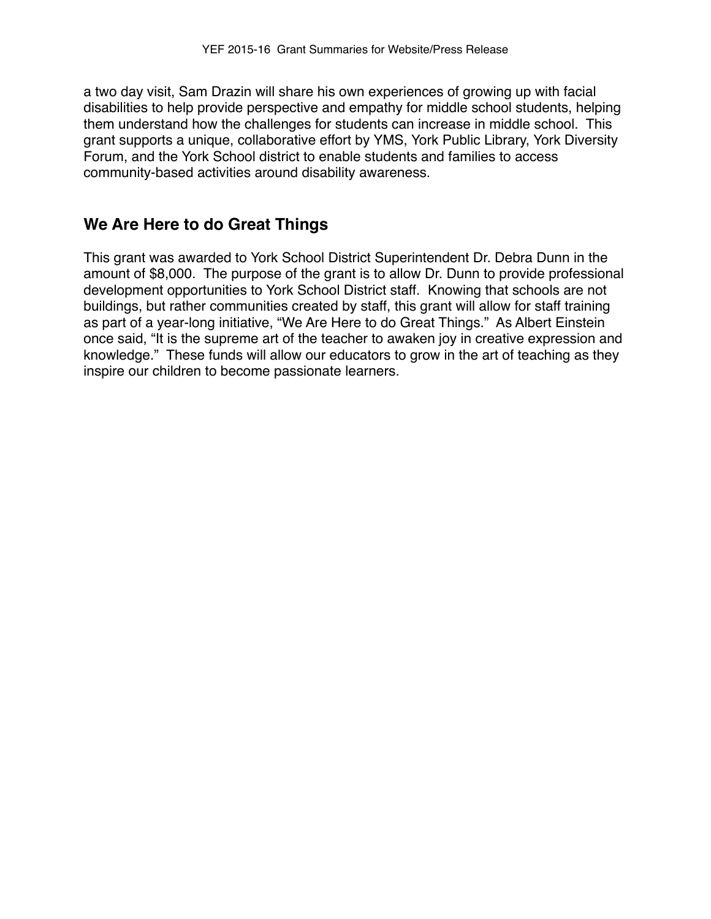a two day visit, Sam Drazin will share his own experiences of growing up with facial disabilities to help provide perspective and empathy for middle school students, helping them understand how the challenges for students can increase in middle school. This grant supports a unique, collaborative effort by YMS, York Public Library, York Diversity Forum, and the York School district to enable students and families to access community-based activities around disability awareness.

## We Are Here to do Great Things

This grant was awarded to York School District Superintendent Dr. Debra Dunn in the amount of $8,000. The purpose of the grant is to allow Dr. Dunn to provide professional development opportunities to York School District staff. Knowing that schools are not buildings, but rather communities created by staff, this grant will allow for staff training as part of a year-long initiative, "We Are Here to do Great Things." As Albert Einstein once said, "It is the supreme art of the teacher to awaken joy in creative expression and knowledge." These funds will allow our educators to grow in the art of teaching as they inspire our children to become passionate learners.